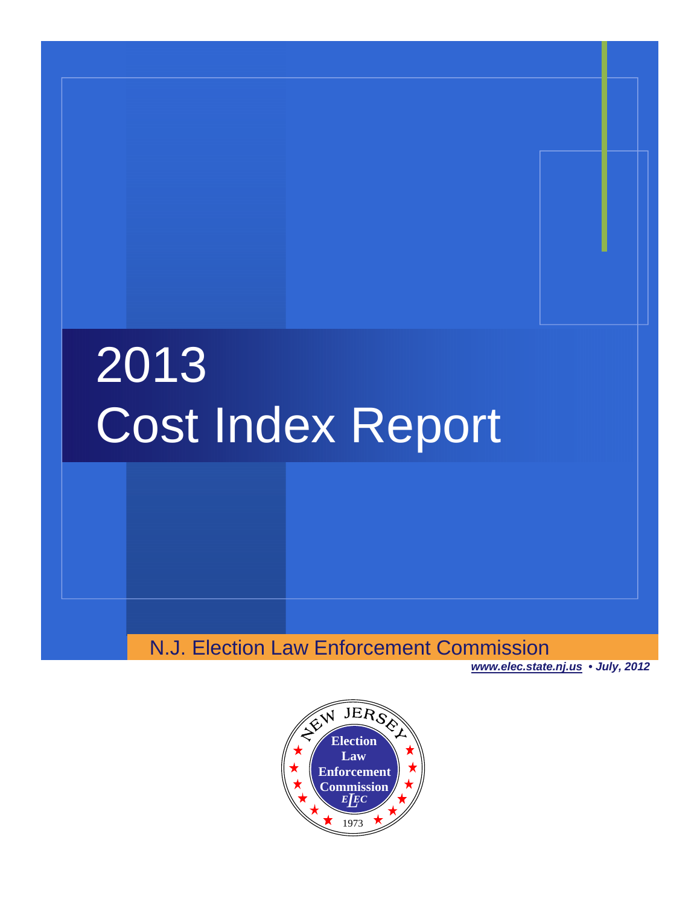# 2013 Cost Index Report

N.J. Election Law Enforcement Commission

***www.elec.state.nj.us* • July, 2012**

NEW JERSEY
Election Law Enforcement Commission
ELEC
1973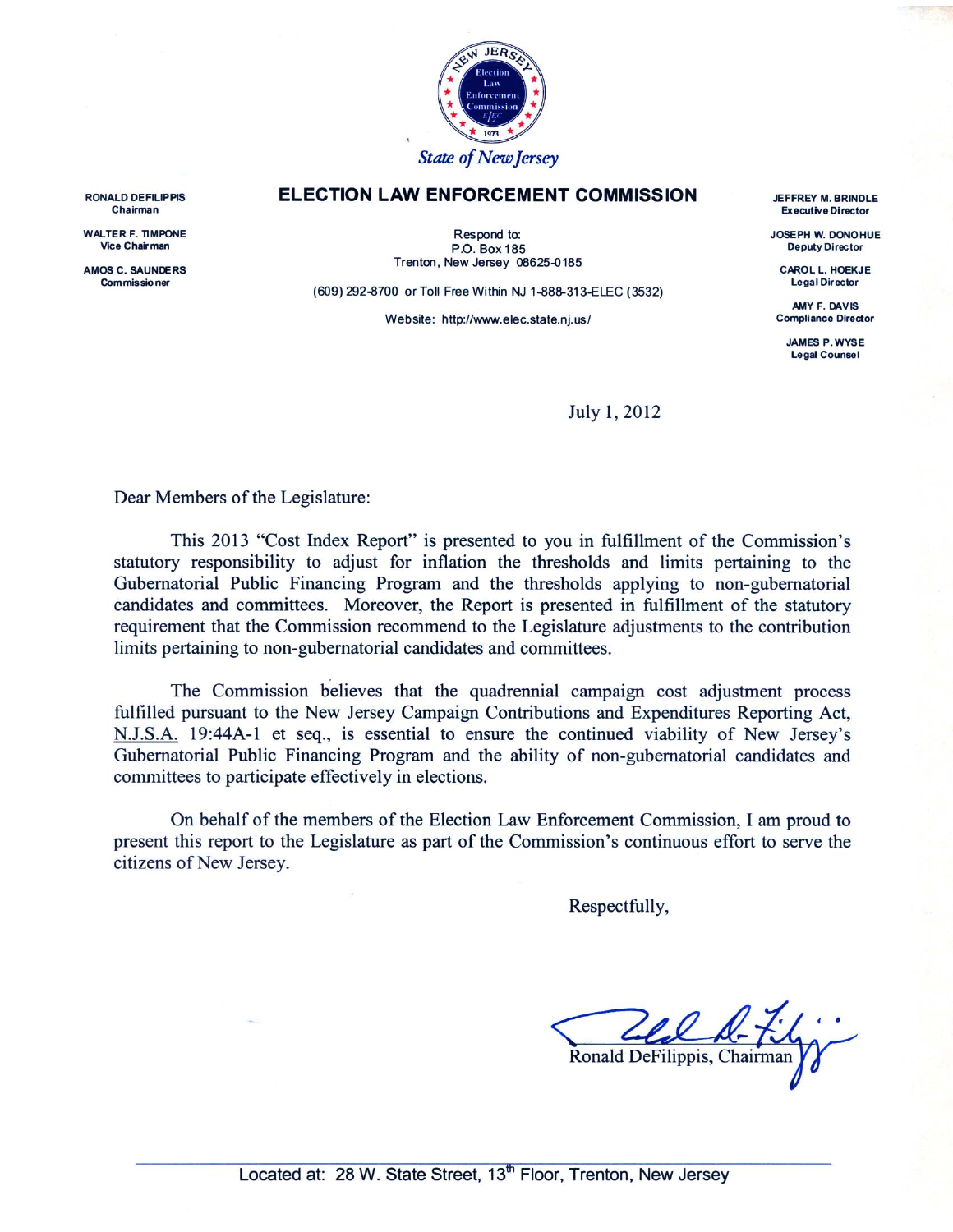State of New Jersey

# ELECTION LAW ENFORCEMENT COMMISSION

**RONALD DEFILIPPIS**
**Chairman**

**WALTER F. TIMPONE**
**Vice Chairman**

**AMOS C. SAUNDERS**
**Commissioner**

Respond to:
P.O. Box 185
Trenton, New Jersey 08625-0185

(609) 292-8700 or Toll Free Within NJ 1-888-313-ELEC (3532)

Website: http://www.elec.state.nj.us/

**JEFFREY M. BRINDLE**
**Executive Director**

**JOSEPH W. DONOHUE**
**Deputy Director**

**CAROL L. HOEKJE**
**Legal Director**

**AMY F. DAVIS**
**Compliance Director**

**JAMES P. WYSE**
**Legal Counsel**

July 1, 2012

Dear Members of the Legislature:

This 2013 "Cost Index Report" is presented to you in fulfillment of the Commission's statutory responsibility to adjust for inflation the thresholds and limits pertaining to the Gubernatorial Public Financing Program and the thresholds applying to non-gubernatorial candidates and committees. Moreover, the Report is presented in fulfillment of the statutory requirement that the Commission recommend to the Legislature adjustments to the contribution limits pertaining to non-gubernatorial candidates and committees.

The Commission believes that the quadrennial campaign cost adjustment process fulfilled pursuant to the New Jersey Campaign Contributions and Expenditures Reporting Act, N.J.S.A. 19:44A-1 et seq., is essential to ensure the continued viability of New Jersey's Gubernatorial Public Financing Program and the ability of non-gubernatorial candidates and committees to participate effectively in elections.

On behalf of the members of the Election Law Enforcement Commission, I am proud to present this report to the Legislature as part of the Commission's continuous effort to serve the citizens of New Jersey.

Respectfully,

Ronald DeFilippis, Chairman

Located at: 28 W. State Street, 13th Floor, Trenton, New Jersey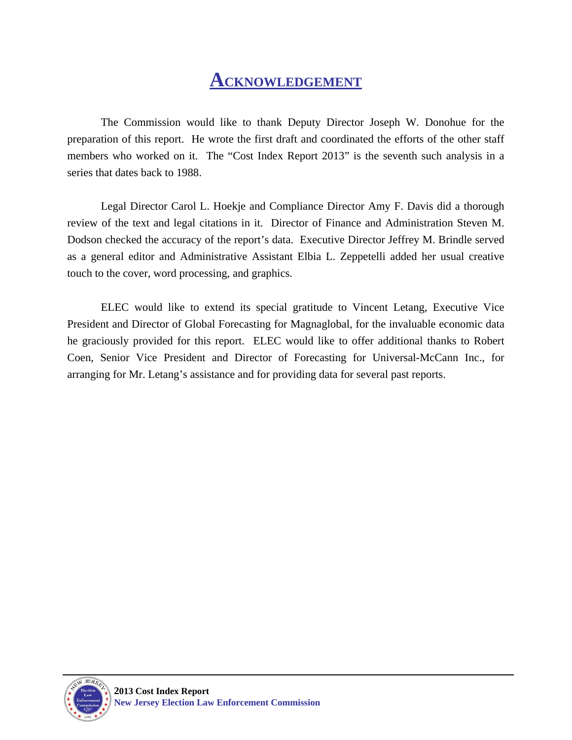# ACKNOWLEDGEMENT

The Commission would like to thank Deputy Director Joseph W. Donohue for the preparation of this report. He wrote the first draft and coordinated the efforts of the other staff members who worked on it. The "Cost Index Report 2013" is the seventh such analysis in a series that dates back to 1988.

Legal Director Carol L. Hoekje and Compliance Director Amy F. Davis did a thorough review of the text and legal citations in it. Director of Finance and Administration Steven M. Dodson checked the accuracy of the report's data. Executive Director Jeffrey M. Brindle served as a general editor and Administrative Assistant Elbia L. Zeppetelli added her usual creative touch to the cover, word processing, and graphics.

ELEC would like to extend its special gratitude to Vincent Letang, Executive Vice President and Director of Global Forecasting for Magnaglobal, for the invaluable economic data he graciously provided for this report. ELEC would like to offer additional thanks to Robert Coen, Senior Vice President and Director of Forecasting for Universal-McCann Inc., for arranging for Mr. Letang's assistance and for providing data for several past reports.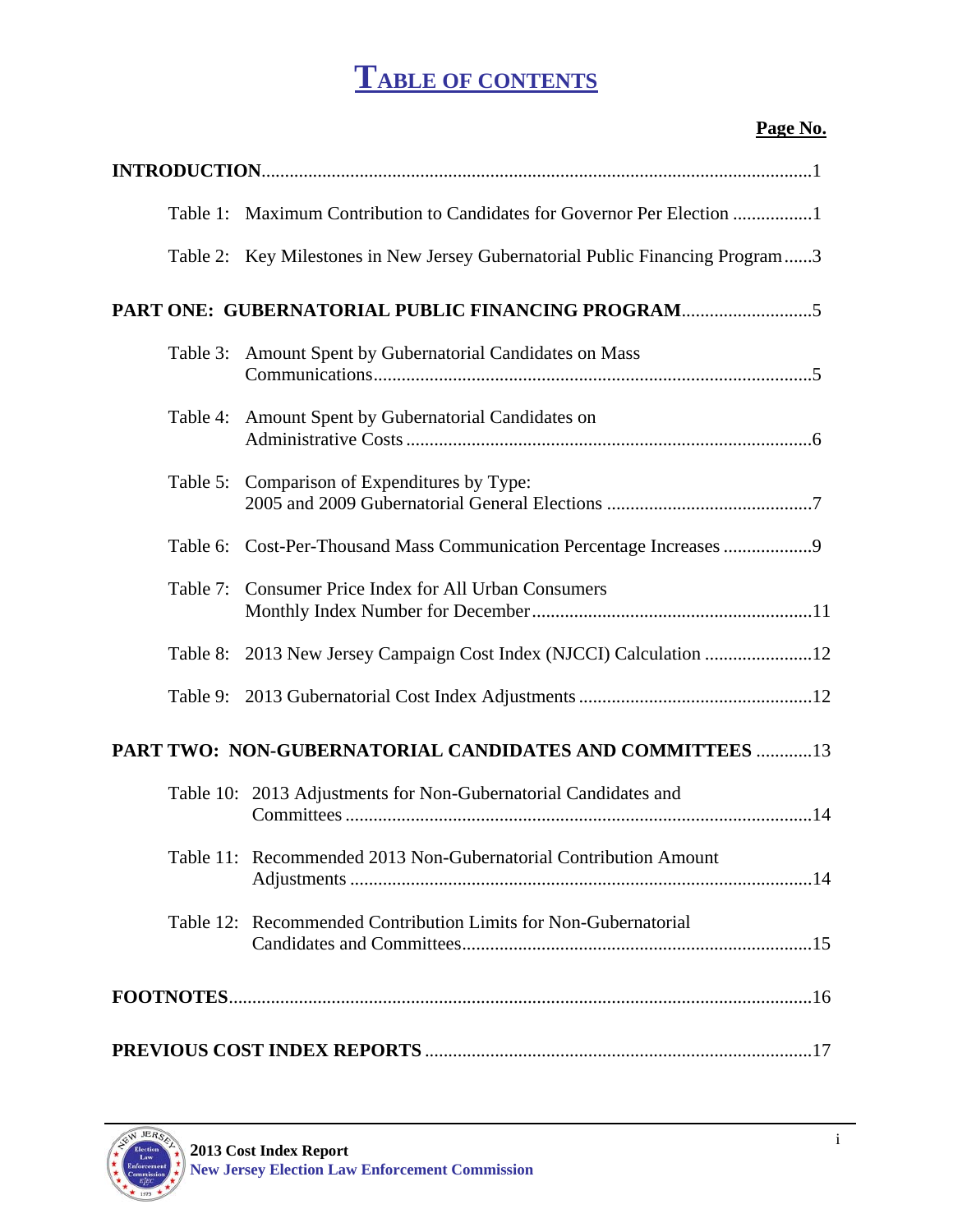# TABLE OF CONTENTS

| | Page No. |
|---|---|
| **INTRODUCTION** | 1 |
| Table 1: Maximum Contribution to Candidates for Governor Per Election | 1 |
| Table 2: Key Milestones in New Jersey Gubernatorial Public Financing Program | 3 |
| **PART ONE: GUBERNATORIAL PUBLIC FINANCING PROGRAM** | 5 |
| Table 3: Amount Spent by Gubernatorial Candidates on Mass Communications | 5 |
| Table 4: Amount Spent by Gubernatorial Candidates on Administrative Costs | 6 |
| Table 5: Comparison of Expenditures by Type: 2005 and 2009 Gubernatorial General Elections | 7 |
| Table 6: Cost-Per-Thousand Mass Communication Percentage Increases | 9 |
| Table 7: Consumer Price Index for All Urban Consumers Monthly Index Number for December | 11 |
| Table 8: 2013 New Jersey Campaign Cost Index (NJCCI) Calculation | 12 |
| Table 9: 2013 Gubernatorial Cost Index Adjustments | 12 |
| **PART TWO: NON-GUBERNATORIAL CANDIDATES AND COMMITTEES** | 13 |
| Table 10: 2013 Adjustments for Non-Gubernatorial Candidates and Committees | 14 |
| Table 11: Recommended 2013 Non-Gubernatorial Contribution Amount Adjustments | 14 |
| Table 12: Recommended Contribution Limits for Non-Gubernatorial Candidates and Committees | 15 |
| **FOOTNOTES** | 16 |
| **PREVIOUS COST INDEX REPORTS** | 17 |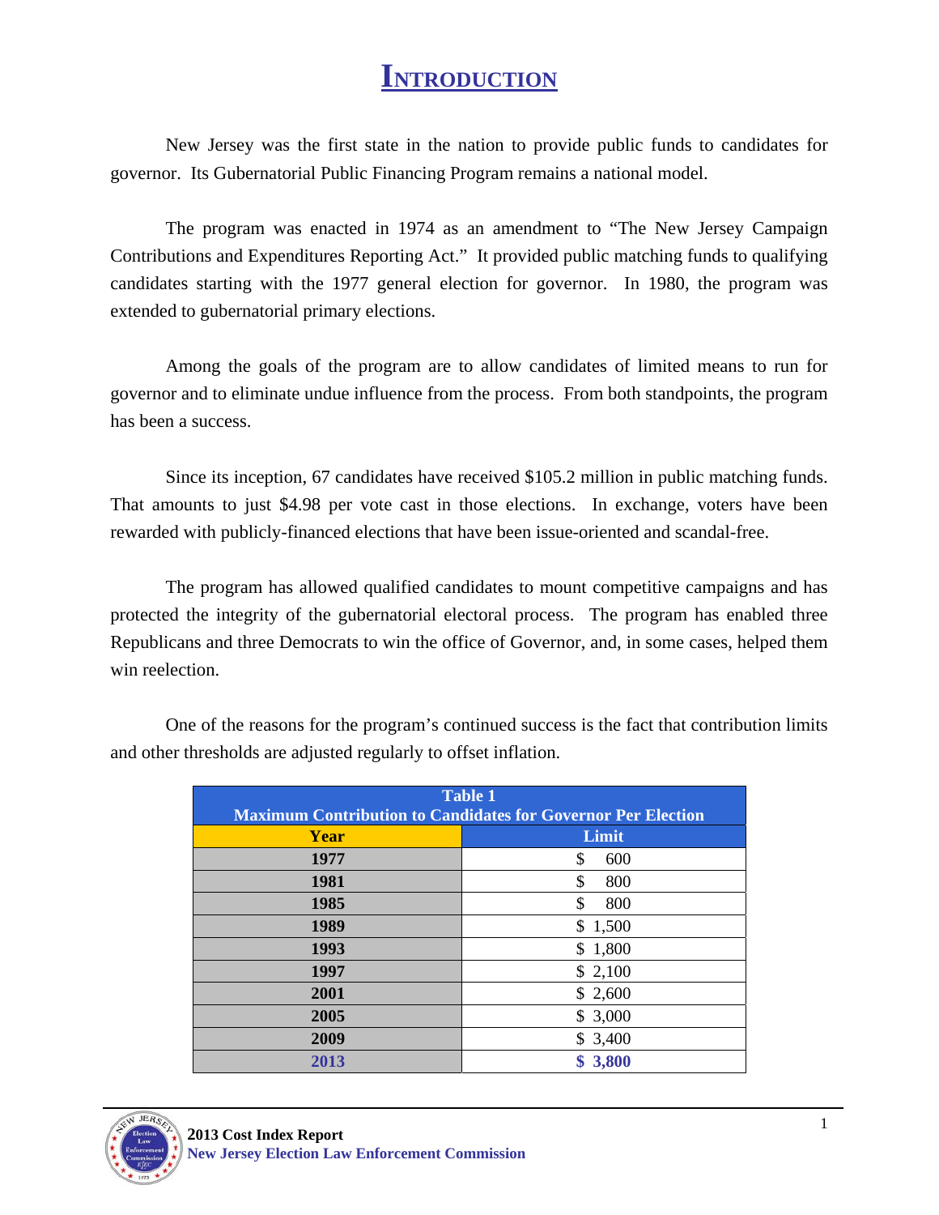# INTRODUCTION

New Jersey was the first state in the nation to provide public funds to candidates for governor. Its Gubernatorial Public Financing Program remains a national model.

The program was enacted in 1974 as an amendment to "The New Jersey Campaign Contributions and Expenditures Reporting Act." It provided public matching funds to qualifying candidates starting with the 1977 general election for governor. In 1980, the program was extended to gubernatorial primary elections.

Among the goals of the program are to allow candidates of limited means to run for governor and to eliminate undue influence from the process. From both standpoints, the program has been a success.

Since its inception, 67 candidates have received $105.2 million in public matching funds. That amounts to just $4.98 per vote cast in those elections. In exchange, voters have been rewarded with publicly-financed elections that have been issue-oriented and scandal-free.

The program has allowed qualified candidates to mount competitive campaigns and has protected the integrity of the gubernatorial electoral process. The program has enabled three Republicans and three Democrats to win the office of Governor, and, in some cases, helped them win reelection.

One of the reasons for the program's continued success is the fact that contribution limits and other thresholds are adjusted regularly to offset inflation.

**Table 1**
**Maximum Contribution to Candidates for Governor Per Election**

| Year | Limit |
|---|---|
| 1977 | $ 600 |
| 1981 | $ 800 |
| 1985 | $ 800 |
| 1989 | $ 1,500 |
| 1993 | $ 1,800 |
| 1997 | $ 2,100 |
| 2001 | $ 2,600 |
| 2005 | $ 3,000 |
| 2009 | $ 3,400 |
| **2013** | **$ 3,800** |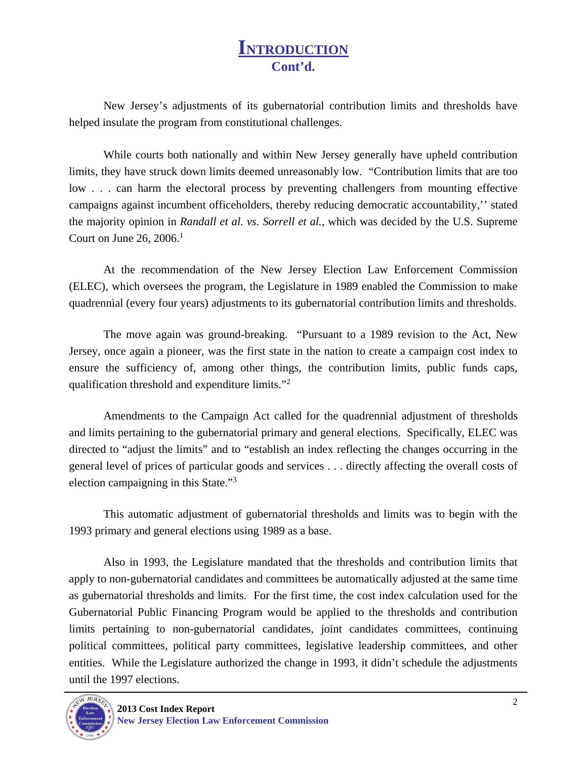# Introduction
## Cont'd.

New Jersey's adjustments of its gubernatorial contribution limits and thresholds have helped insulate the program from constitutional challenges.

While courts both nationally and within New Jersey generally have upheld contribution limits, they have struck down limits deemed unreasonably low. "Contribution limits that are too low . . . can harm the electoral process by preventing challengers from mounting effective campaigns against incumbent officeholders, thereby reducing democratic accountability,'' stated the majority opinion in *Randall et al. vs. Sorrell et al.*, which was decided by the U.S. Supreme Court on June 26, 2006.[1]

At the recommendation of the New Jersey Election Law Enforcement Commission (ELEC), which oversees the program, the Legislature in 1989 enabled the Commission to make quadrennial (every four years) adjustments to its gubernatorial contribution limits and thresholds.

The move again was ground-breaking. "Pursuant to a 1989 revision to the Act, New Jersey, once again a pioneer, was the first state in the nation to create a campaign cost index to ensure the sufficiency of, among other things, the contribution limits, public funds caps, qualification threshold and expenditure limits."[2]

Amendments to the Campaign Act called for the quadrennial adjustment of thresholds and limits pertaining to the gubernatorial primary and general elections. Specifically, ELEC was directed to "adjust the limits" and to "establish an index reflecting the changes occurring in the general level of prices of particular goods and services . . . directly affecting the overall costs of election campaigning in this State."[3]

This automatic adjustment of gubernatorial thresholds and limits was to begin with the 1993 primary and general elections using 1989 as a base.

Also in 1993, the Legislature mandated that the thresholds and contribution limits that apply to non-gubernatorial candidates and committees be automatically adjusted at the same time as gubernatorial thresholds and limits. For the first time, the cost index calculation used for the Gubernatorial Public Financing Program would be applied to the thresholds and contribution limits pertaining to non-gubernatorial candidates, joint candidates committees, continuing political committees, political party committees, legislative leadership committees, and other entities. While the Legislature authorized the change in 1993, it didn't schedule the adjustments until the 1997 elections.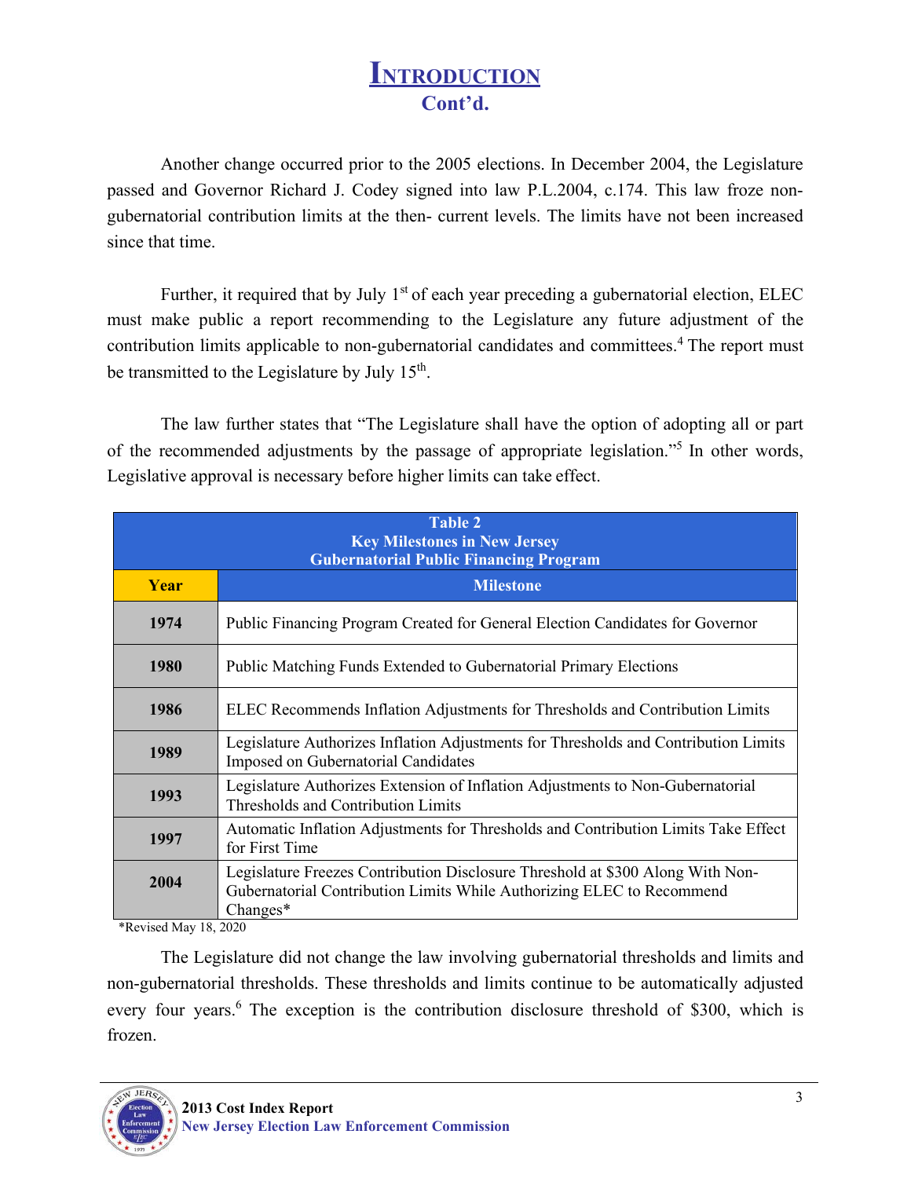# Introduction
## Cont'd.

Another change occurred prior to the 2005 elections. In December 2004, the Legislature passed and Governor Richard J. Codey signed into law P.L.2004, c.174. This law froze non-gubernatorial contribution limits at the then- current levels. The limits have not been increased since that time.

Further, it required that by July 1st of each year preceding a gubernatorial election, ELEC must make public a report recommending to the Legislature any future adjustment of the contribution limits applicable to non-gubernatorial candidates and committees.[4] The report must be transmitted to the Legislature by July 15th.

The law further states that "The Legislature shall have the option of adopting all or part of the recommended adjustments by the passage of appropriate legislation."[5] In other words, Legislative approval is necessary before higher limits can take effect.

**Table 2**
**Key Milestones in New Jersey**
**Gubernatorial Public Financing Program**

| Year | Milestone |
|---|---|
| 1974 | Public Financing Program Created for General Election Candidates for Governor |
| 1980 | Public Matching Funds Extended to Gubernatorial Primary Elections |
| 1986 | ELEC Recommends Inflation Adjustments for Thresholds and Contribution Limits |
| 1989 | Legislature Authorizes Inflation Adjustments for Thresholds and Contribution Limits Imposed on Gubernatorial Candidates |
| 1993 | Legislature Authorizes Extension of Inflation Adjustments to Non-Gubernatorial Thresholds and Contribution Limits |
| 1997 | Automatic Inflation Adjustments for Thresholds and Contribution Limits Take Effect for First Time |
| 2004 | Legislature Freezes Contribution Disclosure Threshold at $300 Along With Non-Gubernatorial Contribution Limits While Authorizing ELEC to Recommend Changes* |

*Revised May 18, 2020

The Legislature did not change the law involving gubernatorial thresholds and limits and non-gubernatorial thresholds. These thresholds and limits continue to be automatically adjusted every four years.[6] The exception is the contribution disclosure threshold of $300, which is frozen.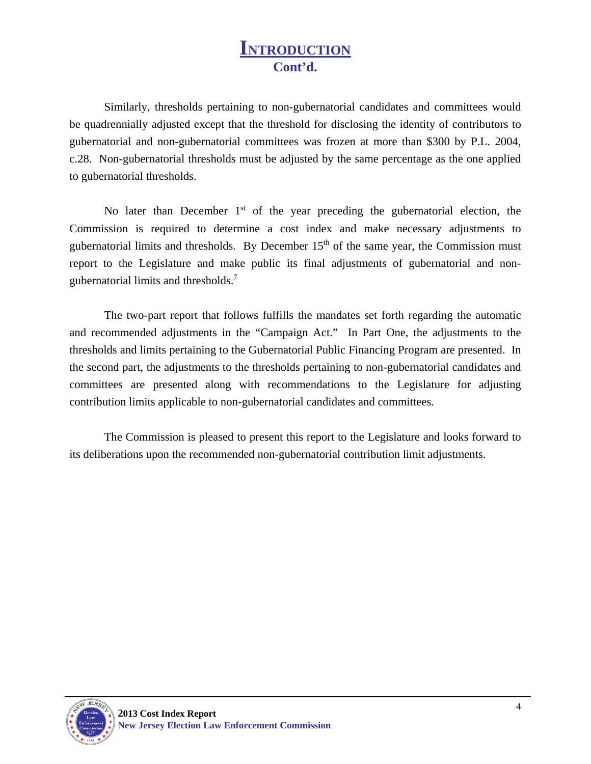# INTRODUCTION

## Cont'd.

Similarly, thresholds pertaining to non-gubernatorial candidates and committees would be quadrennially adjusted except that the threshold for disclosing the identity of contributors to gubernatorial and non-gubernatorial committees was frozen at more than $300 by P.L. 2004, c.28. Non-gubernatorial thresholds must be adjusted by the same percentage as the one applied to gubernatorial thresholds.

No later than December 1st of the year preceding the gubernatorial election, the Commission is required to determine a cost index and make necessary adjustments to gubernatorial limits and thresholds. By December 15th of the same year, the Commission must report to the Legislature and make public its final adjustments of gubernatorial and non-gubernatorial limits and thresholds.[7]

The two-part report that follows fulfills the mandates set forth regarding the automatic and recommended adjustments in the "Campaign Act." In Part One, the adjustments to the thresholds and limits pertaining to the Gubernatorial Public Financing Program are presented. In the second part, the adjustments to the thresholds pertaining to non-gubernatorial candidates and committees are presented along with recommendations to the Legislature for adjusting contribution limits applicable to non-gubernatorial candidates and committees.

The Commission is pleased to present this report to the Legislature and looks forward to its deliberations upon the recommended non-gubernatorial contribution limit adjustments.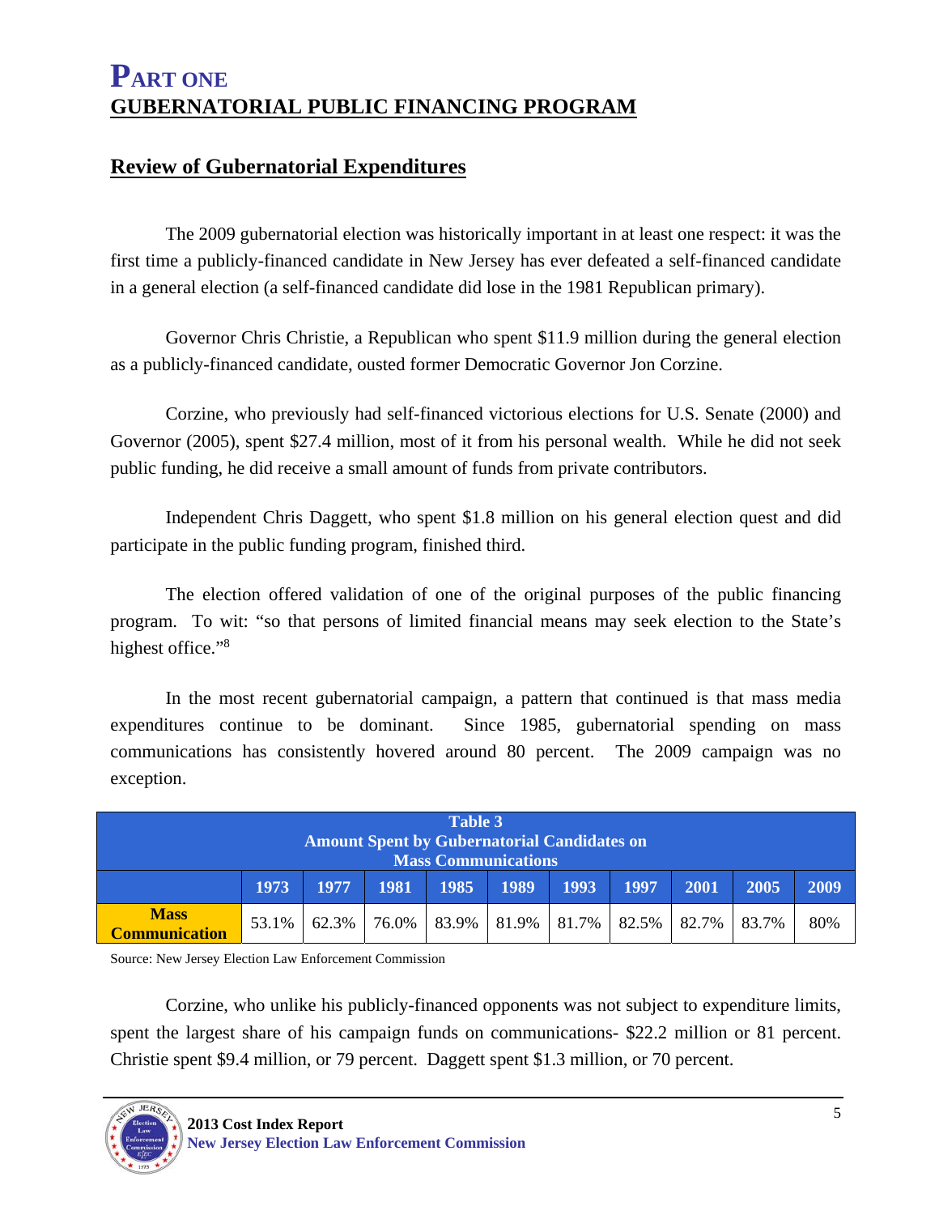# PART ONE
## GUBERNATORIAL PUBLIC FINANCING PROGRAM

### Review of Gubernatorial Expenditures

The 2009 gubernatorial election was historically important in at least one respect: it was the first time a publicly-financed candidate in New Jersey has ever defeated a self-financed candidate in a general election (a self-financed candidate did lose in the 1981 Republican primary).

Governor Chris Christie, a Republican who spent $11.9 million during the general election as a publicly-financed candidate, ousted former Democratic Governor Jon Corzine.

Corzine, who previously had self-financed victorious elections for U.S. Senate (2000) and Governor (2005), spent $27.4 million, most of it from his personal wealth. While he did not seek public funding, he did receive a small amount of funds from private contributors.

Independent Chris Daggett, who spent $1.8 million on his general election quest and did participate in the public funding program, finished third.

The election offered validation of one of the original purposes of the public financing program. To wit: "so that persons of limited financial means may seek election to the State's highest office."[8]

In the most recent gubernatorial campaign, a pattern that continued is that mass media expenditures continue to be dominant. Since 1985, gubernatorial spending on mass communications has consistently hovered around 80 percent. The 2009 campaign was no exception.

**Table 3**
**Amount Spent by Gubernatorial Candidates on Mass Communications**

| | 1973 | 1977 | 1981 | 1985 | 1989 | 1993 | 1997 | 2001 | 2005 | 2009 |
|---|---|---|---|---|---|---|---|---|---|---|
| **Mass Communication** | 53.1% | 62.3% | 76.0% | 83.9% | 81.9% | 81.7% | 82.5% | 82.7% | 83.7% | 80% |

Source: New Jersey Election Law Enforcement Commission

Corzine, who unlike his publicly-financed opponents was not subject to expenditure limits, spent the largest share of his campaign funds on communications- $22.2 million or 81 percent. Christie spent $9.4 million, or 79 percent. Daggett spent $1.3 million, or 70 percent.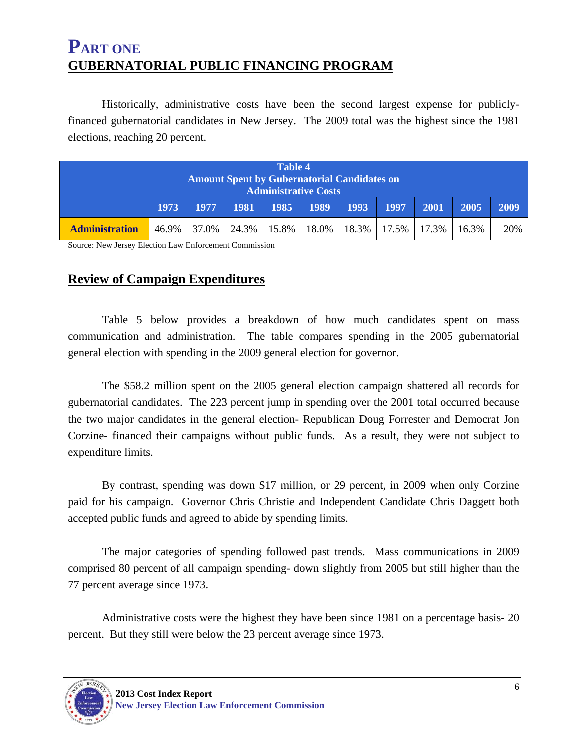# PART ONE
## GUBERNATORIAL PUBLIC FINANCING PROGRAM

Historically, administrative costs have been the second largest expense for publicly-financed gubernatorial candidates in New Jersey. The 2009 total was the highest since the 1981 elections, reaching 20 percent.

**Table 4**
**Amount Spent by Gubernatorial Candidates on Administrative Costs**

| | 1973 | 1977 | 1981 | 1985 | 1989 | 1993 | 1997 | 2001 | 2005 | 2009 |
|---|---|---|---|---|---|---|---|---|---|---|
| **Administration** | 46.9% | 37.0% | 24.3% | 15.8% | 18.0% | 18.3% | 17.5% | 17.3% | 16.3% | 20% |

Source: New Jersey Election Law Enforcement Commission

## Review of Campaign Expenditures

Table 5 below provides a breakdown of how much candidates spent on mass communication and administration. The table compares spending in the 2005 gubernatorial general election with spending in the 2009 general election for governor.

The $58.2 million spent on the 2005 general election campaign shattered all records for gubernatorial candidates. The 223 percent jump in spending over the 2001 total occurred because the two major candidates in the general election- Republican Doug Forrester and Democrat Jon Corzine- financed their campaigns without public funds. As a result, they were not subject to expenditure limits.

By contrast, spending was down $17 million, or 29 percent, in 2009 when only Corzine paid for his campaign. Governor Chris Christie and Independent Candidate Chris Daggett both accepted public funds and agreed to abide by spending limits.

The major categories of spending followed past trends. Mass communications in 2009 comprised 80 percent of all campaign spending- down slightly from 2005 but still higher than the 77 percent average since 1973.

Administrative costs were the highest they have been since 1981 on a percentage basis- 20 percent. But they still were below the 23 percent average since 1973.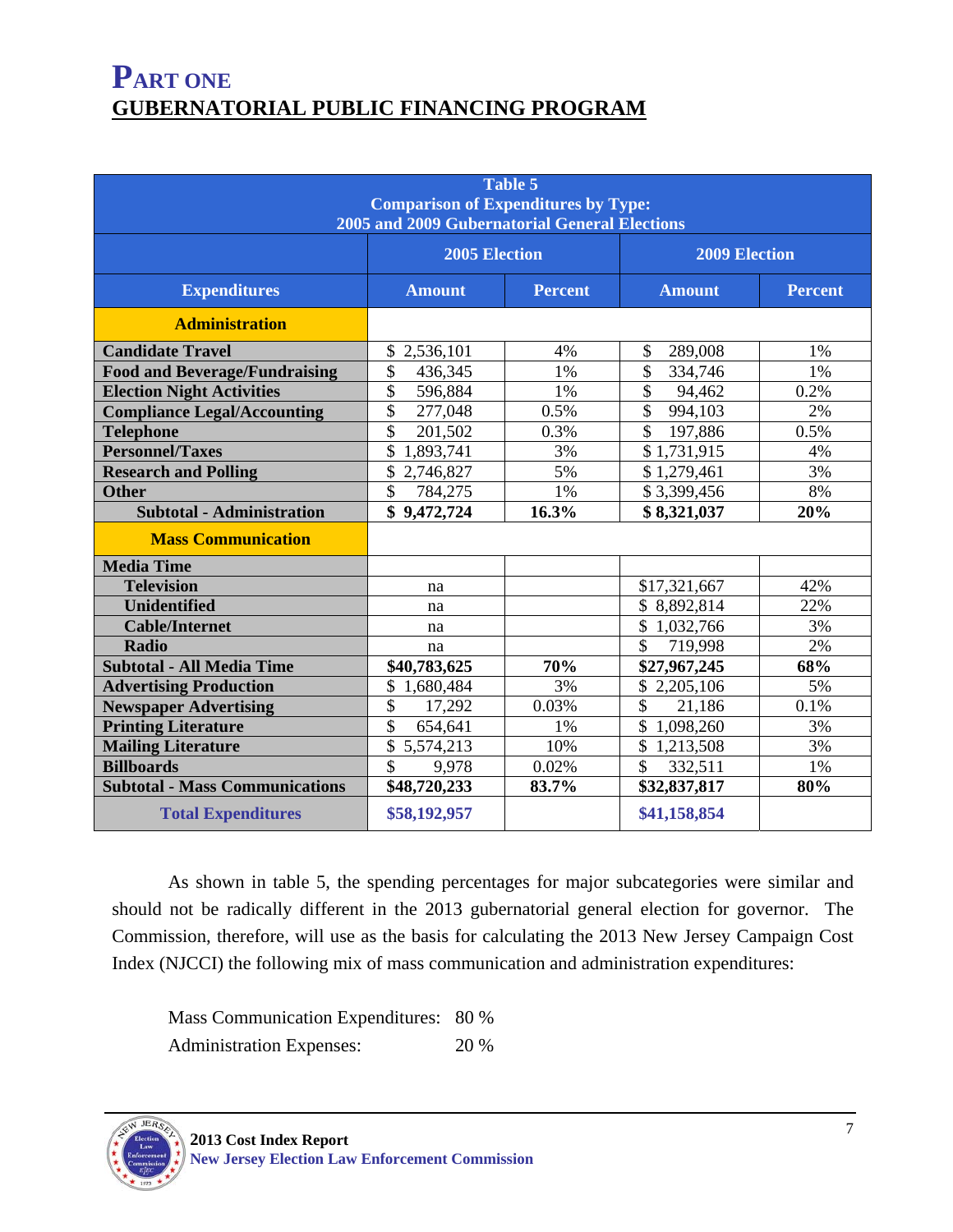# PART ONE
## GUBERNATORIAL PUBLIC FINANCING PROGRAM

| Table 5<br>Comparison of Expenditures by Type:<br>2005 and 2009 Gubernatorial General Elections | | | | |
|---|---|---|---|---|
| | 2005 Election | | 2009 Election | |
| **Expenditures** | **Amount** | **Percent** | **Amount** | **Percent** |
| **Administration** | | | | |
| **Candidate Travel** | $ 2,536,101 | 4% | $ 289,008 | 1% |
| **Food and Beverage/Fundraising** | $ 436,345 | 1% | $ 334,746 | 1% |
| **Election Night Activities** | $ 596,884 | 1% | $ 94,462 | 0.2% |
| **Compliance Legal/Accounting** | $ 277,048 | 0.5% | $ 994,103 | 2% |
| **Telephone** | $ 201,502 | 0.3% | $ 197,886 | 0.5% |
| **Personnel/Taxes** | $ 1,893,741 | 3% | $ 1,731,915 | 4% |
| **Research and Polling** | $ 2,746,827 | 5% | $ 1,279,461 | 3% |
| **Other** | $ 784,275 | 1% | $ 3,399,456 | 8% |
| **Subtotal - Administration** | **$ 9,472,724** | **16.3%** | **$ 8,321,037** | **20%** |
| **Mass Communication** | | | | |
| **Media Time** | | | | |
| **Television** | na | | $17,321,667 | 42% |
| **Unidentified** | na | | $ 8,892,814 | 22% |
| **Cable/Internet** | na | | $ 1,032,766 | 3% |
| **Radio** | na | | $ 719,998 | 2% |
| **Subtotal - All Media Time** | **$40,783,625** | **70%** | **$27,967,245** | **68%** |
| **Advertising Production** | $ 1,680,484 | 3% | $ 2,205,106 | 5% |
| **Newspaper Advertising** | $ 17,292 | 0.03% | $ 21,186 | 0.1% |
| **Printing Literature** | $ 654,641 | 1% | $ 1,098,260 | 3% |
| **Mailing Literature** | $ 5,574,213 | 10% | $ 1,213,508 | 3% |
| **Billboards** | $ 9,978 | 0.02% | $ 332,511 | 1% |
| **Subtotal - Mass Communications** | **$48,720,233** | **83.7%** | **$32,837,817** | **80%** |
| **Total Expenditures** | **$58,192,957** | | **$41,158,854** | |

As shown in table 5, the spending percentages for major subcategories were similar and should not be radically different in the 2013 gubernatorial general election for governor. The Commission, therefore, will use as the basis for calculating the 2013 New Jersey Campaign Cost Index (NJCCI) the following mix of mass communication and administration expenditures:

Mass Communication Expenditures: 80 %
Administration Expenses: 20 %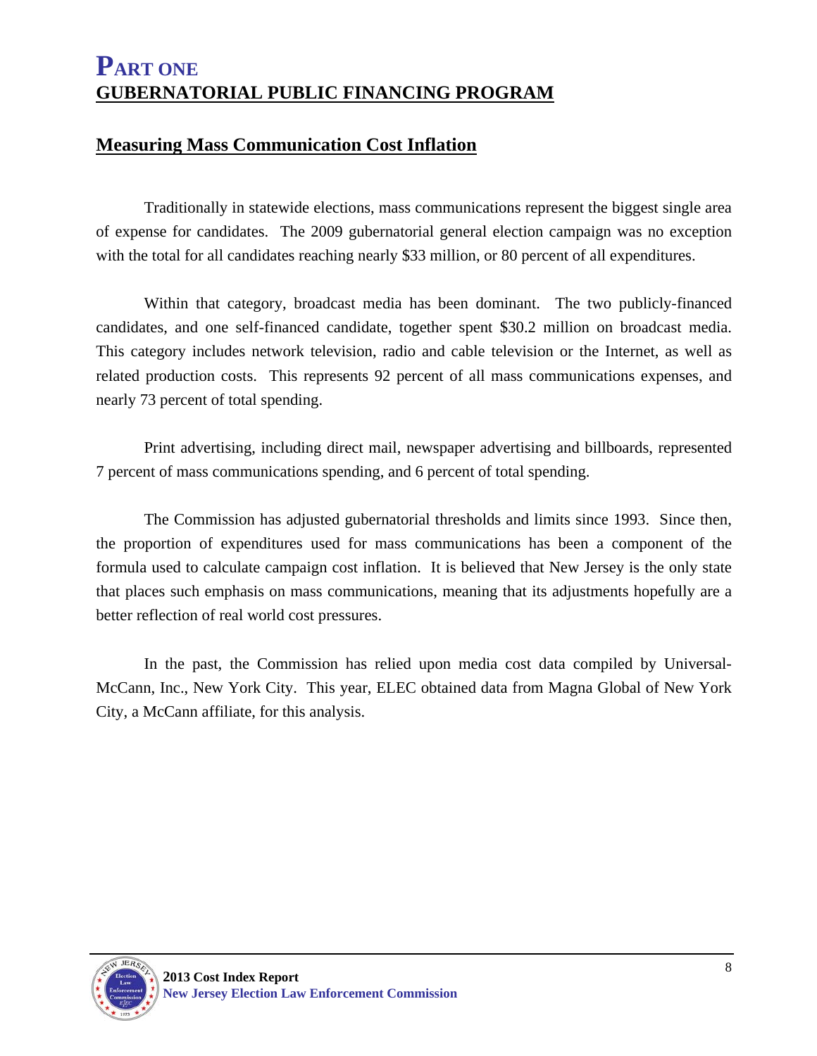# PART ONE
## GUBERNATORIAL PUBLIC FINANCING PROGRAM

### Measuring Mass Communication Cost Inflation

Traditionally in statewide elections, mass communications represent the biggest single area of expense for candidates. The 2009 gubernatorial general election campaign was no exception with the total for all candidates reaching nearly $33 million, or 80 percent of all expenditures.

Within that category, broadcast media has been dominant. The two publicly-financed candidates, and one self-financed candidate, together spent $30.2 million on broadcast media. This category includes network television, radio and cable television or the Internet, as well as related production costs. This represents 92 percent of all mass communications expenses, and nearly 73 percent of total spending.

Print advertising, including direct mail, newspaper advertising and billboards, represented 7 percent of mass communications spending, and 6 percent of total spending.

The Commission has adjusted gubernatorial thresholds and limits since 1993. Since then, the proportion of expenditures used for mass communications has been a component of the formula used to calculate campaign cost inflation. It is believed that New Jersey is the only state that places such emphasis on mass communications, meaning that its adjustments hopefully are a better reflection of real world cost pressures.

In the past, the Commission has relied upon media cost data compiled by Universal-McCann, Inc., New York City. This year, ELEC obtained data from Magna Global of New York City, a McCann affiliate, for this analysis.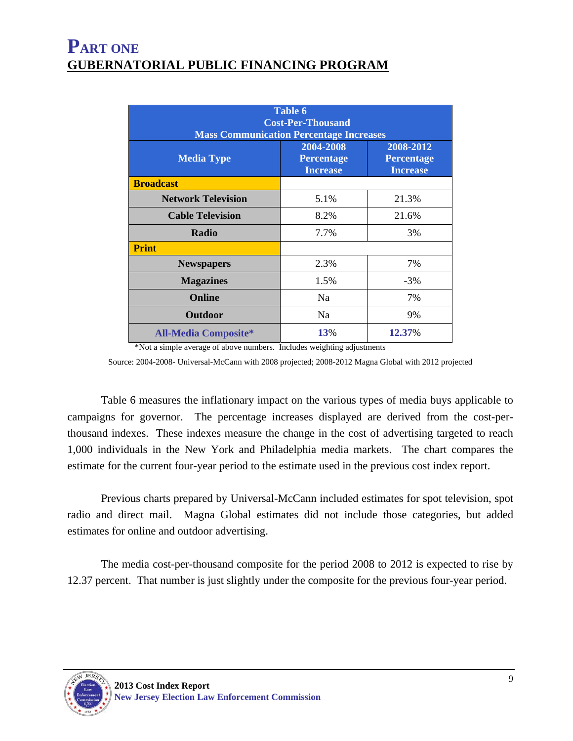# PART ONE
## GUBERNATORIAL PUBLIC FINANCING PROGRAM

| Table 6<br>Cost-Per-Thousand<br>Mass Communication Percentage Increases | | |
|---|---|---|
| **Media Type** | **2004-2008 Percentage Increase** | **2008-2012 Percentage Increase** |
| **Broadcast** | | |
| **Network Television** | 5.1% | 21.3% |
| **Cable Television** | 8.2% | 21.6% |
| **Radio** | 7.7% | 3% |
| **Print** | | |
| **Newspapers** | 2.3% | 7% |
| **Magazines** | 1.5% | -3% |
| **Online** | Na | 7% |
| **Outdoor** | Na | 9% |
| **All-Media Composite*** | **13**% | **12.37**% |

*Not a simple average of above numbers. Includes weighting adjustments

Source: 2004-2008- Universal-McCann with 2008 projected; 2008-2012 Magna Global with 2012 projected

Table 6 measures the inflationary impact on the various types of media buys applicable to campaigns for governor. The percentage increases displayed are derived from the cost-per-thousand indexes. These indexes measure the change in the cost of advertising targeted to reach 1,000 individuals in the New York and Philadelphia media markets. The chart compares the estimate for the current four-year period to the estimate used in the previous cost index report.

Previous charts prepared by Universal-McCann included estimates for spot television, spot radio and direct mail. Magna Global estimates did not include those categories, but added estimates for online and outdoor advertising.

The media cost-per-thousand composite for the period 2008 to 2012 is expected to rise by 12.37 percent. That number is just slightly under the composite for the previous four-year period.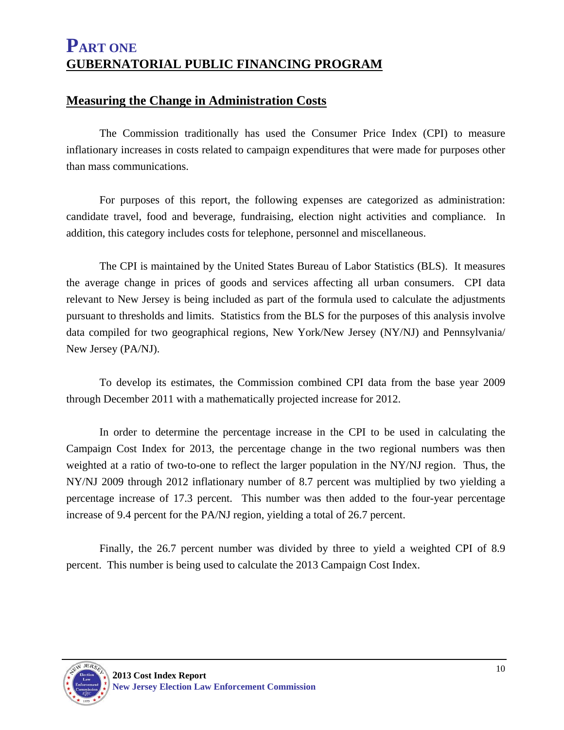# PART ONE
# GUBERNATORIAL PUBLIC FINANCING PROGRAM

## Measuring the Change in Administration Costs

The Commission traditionally has used the Consumer Price Index (CPI) to measure inflationary increases in costs related to campaign expenditures that were made for purposes other than mass communications.

For purposes of this report, the following expenses are categorized as administration: candidate travel, food and beverage, fundraising, election night activities and compliance. In addition, this category includes costs for telephone, personnel and miscellaneous.

The CPI is maintained by the United States Bureau of Labor Statistics (BLS). It measures the average change in prices of goods and services affecting all urban consumers. CPI data relevant to New Jersey is being included as part of the formula used to calculate the adjustments pursuant to thresholds and limits. Statistics from the BLS for the purposes of this analysis involve data compiled for two geographical regions, New York/New Jersey (NY/NJ) and Pennsylvania/ New Jersey (PA/NJ).

To develop its estimates, the Commission combined CPI data from the base year 2009 through December 2011 with a mathematically projected increase for 2012.

In order to determine the percentage increase in the CPI to be used in calculating the Campaign Cost Index for 2013, the percentage change in the two regional numbers was then weighted at a ratio of two-to-one to reflect the larger population in the NY/NJ region. Thus, the NY/NJ 2009 through 2012 inflationary number of 8.7 percent was multiplied by two yielding a percentage increase of 17.3 percent. This number was then added to the four-year percentage increase of 9.4 percent for the PA/NJ region, yielding a total of 26.7 percent.

Finally, the 26.7 percent number was divided by three to yield a weighted CPI of 8.9 percent. This number is being used to calculate the 2013 Campaign Cost Index.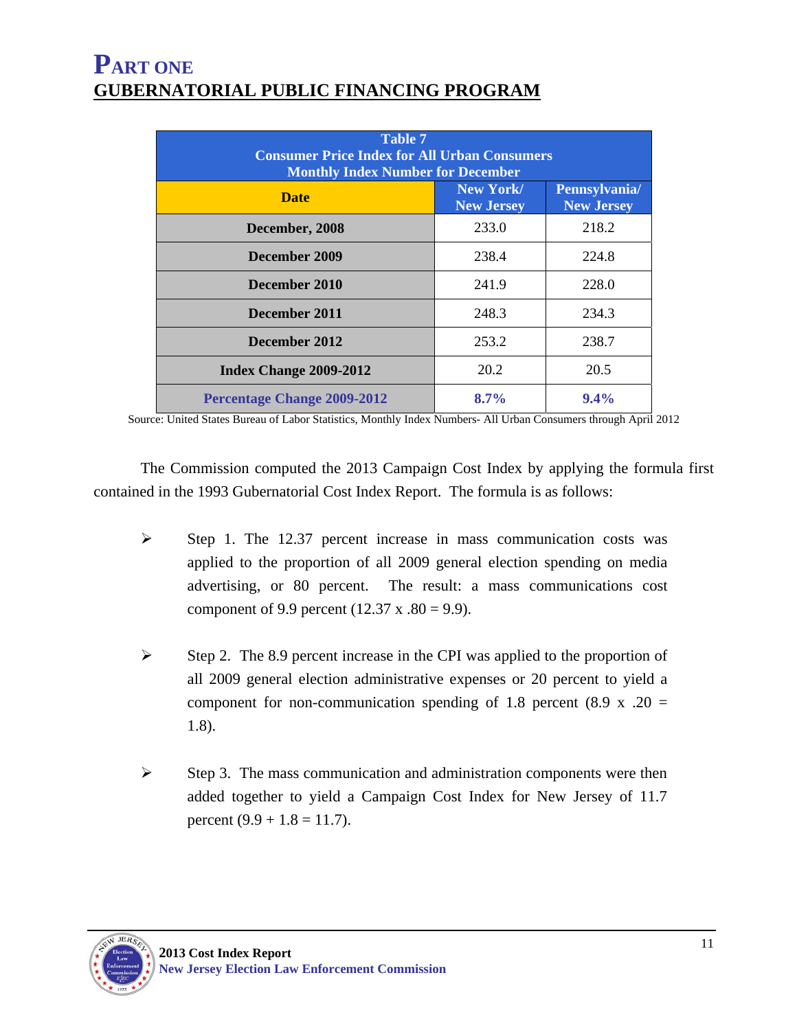# PART ONE
## GUBERNATORIAL PUBLIC FINANCING PROGRAM

| Table 7<br>Consumer Price Index for All Urban Consumers<br>Monthly Index Number for December | | |
|---|---|---|
| **Date** | **New York/ New Jersey** | **Pennsylvania/ New Jersey** |
| **December, 2008** | 233.0 | 218.2 |
| **December 2009** | 238.4 | 224.8 |
| **December 2010** | 241.9 | 228.0 |
| **December 2011** | 248.3 | 234.3 |
| **December 2012** | 253.2 | 238.7 |
| **Index Change 2009-2012** | 20.2 | 20.5 |
| **Percentage Change 2009-2012** | **8.7%** | **9.4%** |

Source: United States Bureau of Labor Statistics, Monthly Index Numbers- All Urban Consumers through April 2012

The Commission computed the 2013 Campaign Cost Index by applying the formula first contained in the 1993 Gubernatorial Cost Index Report. The formula is as follows:

- Step 1. The 12.37 percent increase in mass communication costs was applied to the proportion of all 2009 general election spending on media advertising, or 80 percent. The result: a mass communications cost component of 9.9 percent (12.37 x .80 = 9.9).

- Step 2. The 8.9 percent increase in the CPI was applied to the proportion of all 2009 general election administrative expenses or 20 percent to yield a component for non-communication spending of 1.8 percent (8.9 x .20 = 1.8).

- Step 3. The mass communication and administration components were then added together to yield a Campaign Cost Index for New Jersey of 11.7 percent (9.9 + 1.8 = 11.7).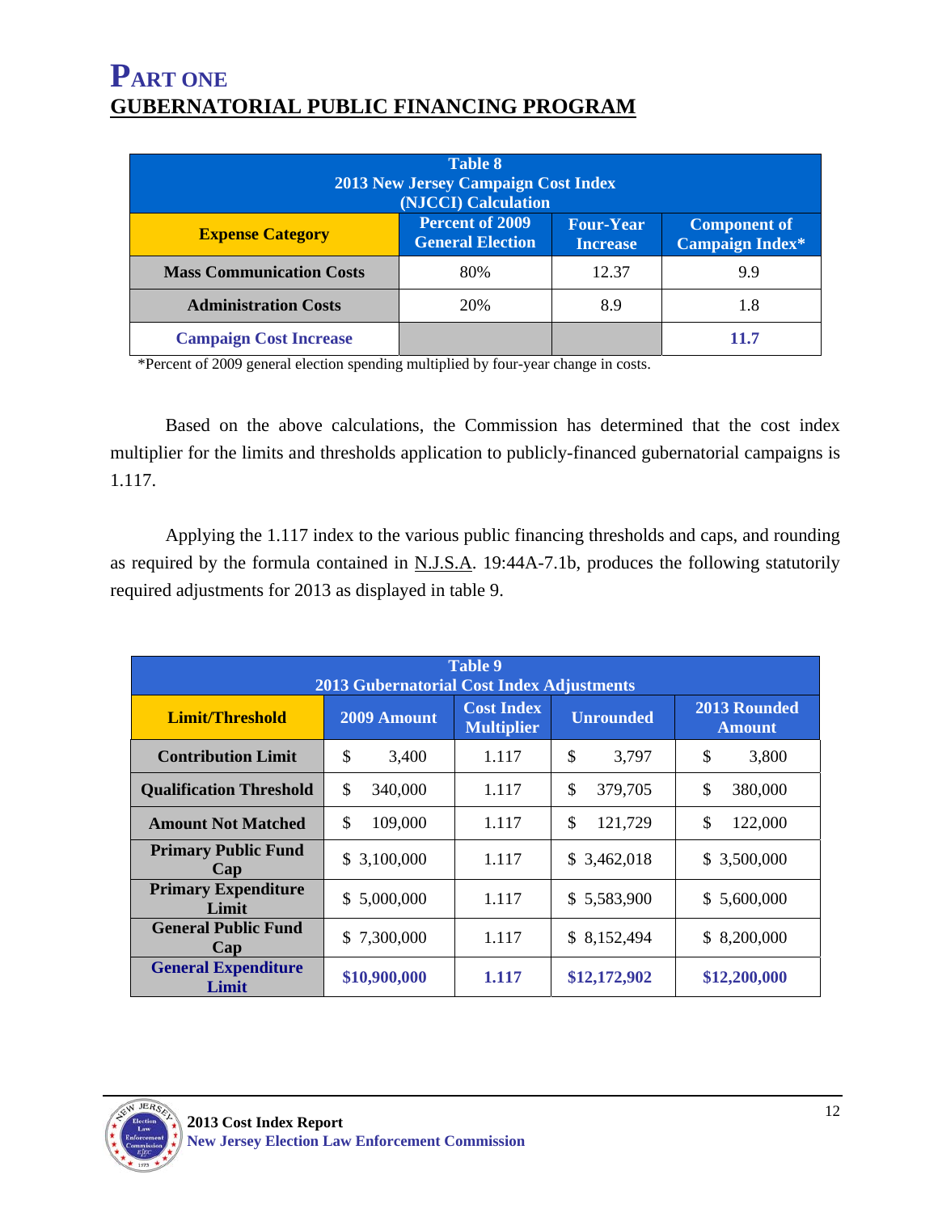# PART ONE
## GUBERNATORIAL PUBLIC FINANCING PROGRAM

| Table 8<br>2013 New Jersey Campaign Cost Index<br>(NJCCI) Calculation | | | |
|---|---|---|---|
| **Expense Category** | **Percent of 2009 General Election** | **Four-Year Increase** | **Component of Campaign Index*** |
| **Mass Communication Costs** | 80% | 12.37 | 9.9 |
| **Administration Costs** | 20% | 8.9 | 1.8 |
| **Campaign Cost Increase** | | | **11.7** |

*Percent of 2009 general election spending multiplied by four-year change in costs.

Based on the above calculations, the Commission has determined that the cost index multiplier for the limits and thresholds application to publicly-financed gubernatorial campaigns is 1.117.

Applying the 1.117 index to the various public financing thresholds and caps, and rounding as required by the formula contained in N.J.S.A. 19:44A-7.1b, produces the following statutorily required adjustments for 2013 as displayed in table 9.

| Table 9<br>2013 Gubernatorial Cost Index Adjustments | | | | |
|---|---|---|---|---|
| **Limit/Threshold** | **2009 Amount** | **Cost Index Multiplier** | **Unrounded** | **2013 Rounded Amount** |
| **Contribution Limit** | $ 3,400 | 1.117 | $ 3,797 | $ 3,800 |
| **Qualification Threshold** | $ 340,000 | 1.117 | $ 379,705 | $ 380,000 |
| **Amount Not Matched** | $ 109,000 | 1.117 | $ 121,729 | $ 122,000 |
| **Primary Public Fund Cap** | $ 3,100,000 | 1.117 | $ 3,462,018 | $ 3,500,000 |
| **Primary Expenditure Limit** | $ 5,000,000 | 1.117 | $ 5,583,900 | $ 5,600,000 |
| **General Public Fund Cap** | $ 7,300,000 | 1.117 | $ 8,152,494 | $ 8,200,000 |
| **General Expenditure Limit** | **$10,900,000** | **1.117** | **$12,172,902** | **$12,200,000** |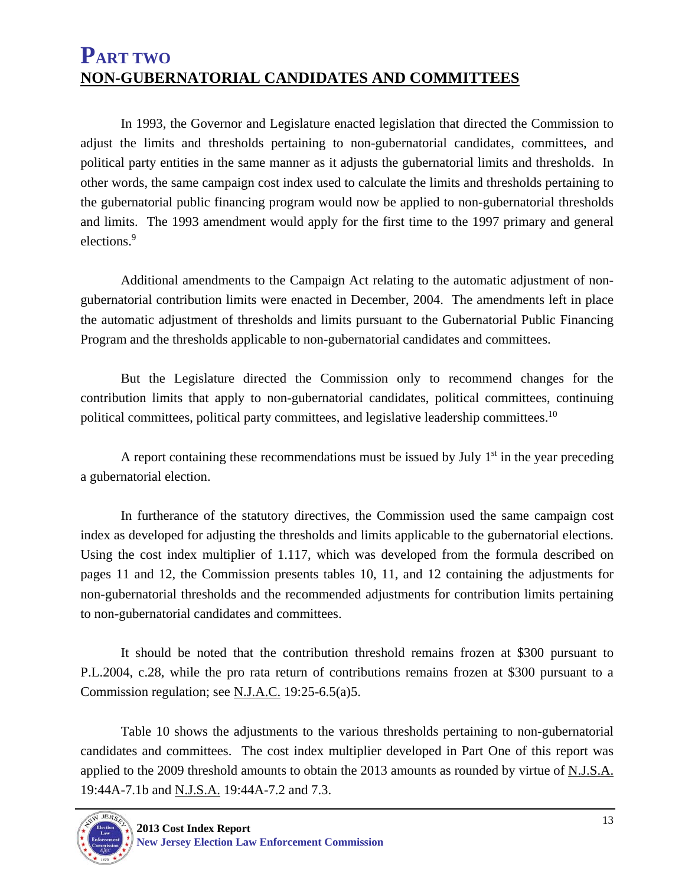# PART TWO
## NON-GUBERNATORIAL CANDIDATES AND COMMITTEES

In 1993, the Governor and Legislature enacted legislation that directed the Commission to adjust the limits and thresholds pertaining to non-gubernatorial candidates, committees, and political party entities in the same manner as it adjusts the gubernatorial limits and thresholds. In other words, the same campaign cost index used to calculate the limits and thresholds pertaining to the gubernatorial public financing program would now be applied to non-gubernatorial thresholds and limits. The 1993 amendment would apply for the first time to the 1997 primary and general elections.[9]

Additional amendments to the Campaign Act relating to the automatic adjustment of non-gubernatorial contribution limits were enacted in December, 2004. The amendments left in place the automatic adjustment of thresholds and limits pursuant to the Gubernatorial Public Financing Program and the thresholds applicable to non-gubernatorial candidates and committees.

But the Legislature directed the Commission only to recommend changes for the contribution limits that apply to non-gubernatorial candidates, political committees, continuing political committees, political party committees, and legislative leadership committees.[10]

A report containing these recommendations must be issued by July 1st in the year preceding a gubernatorial election.

In furtherance of the statutory directives, the Commission used the same campaign cost index as developed for adjusting the thresholds and limits applicable to the gubernatorial elections. Using the cost index multiplier of 1.117, which was developed from the formula described on pages 11 and 12, the Commission presents tables 10, 11, and 12 containing the adjustments for non-gubernatorial thresholds and the recommended adjustments for contribution limits pertaining to non-gubernatorial candidates and committees.

It should be noted that the contribution threshold remains frozen at $300 pursuant to P.L.2004, c.28, while the pro rata return of contributions remains frozen at $300 pursuant to a Commission regulation; see N.J.A.C. 19:25-6.5(a)5.

Table 10 shows the adjustments to the various thresholds pertaining to non-gubernatorial candidates and committees. The cost index multiplier developed in Part One of this report was applied to the 2009 threshold amounts to obtain the 2013 amounts as rounded by virtue of N.J.S.A. 19:44A-7.1b and N.J.S.A. 19:44A-7.2 and 7.3.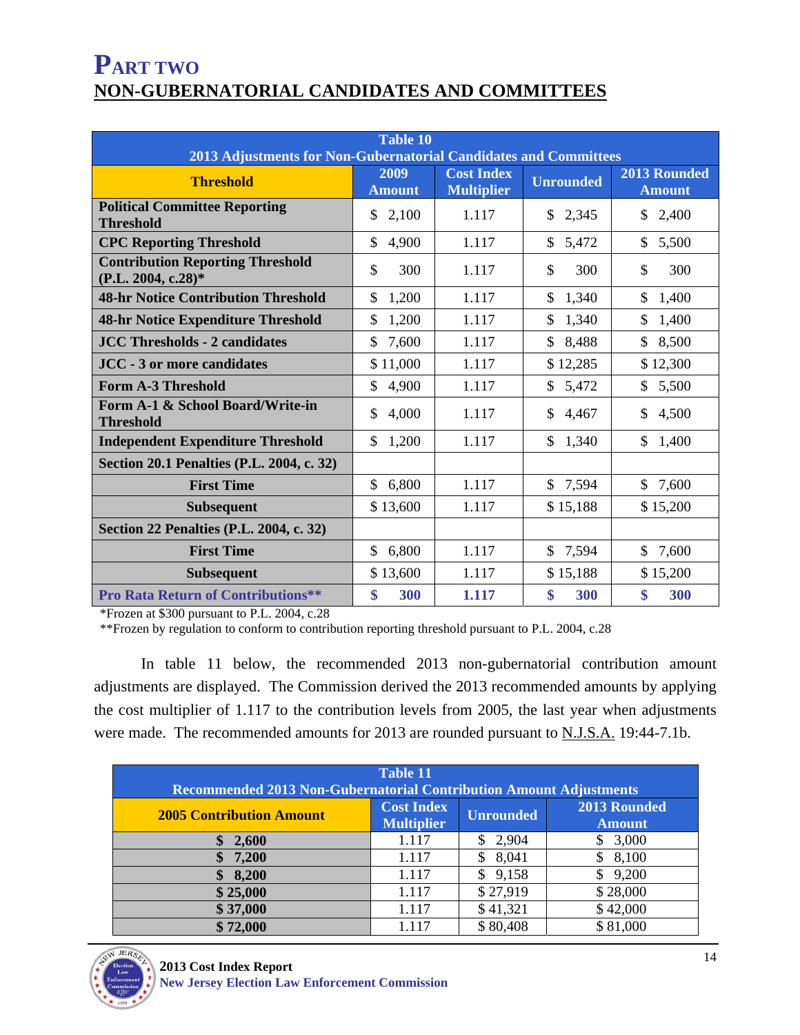# PART TWO

## NON-GUBERNATORIAL CANDIDATES AND COMMITTEES

| Table 10<br>2013 Adjustments for Non-Gubernatorial Candidates and Committees | | | | |
|---|---|---|---|---|
| **Threshold** | **2009 Amount** | **Cost Index Multiplier** | **Unrounded** | **2013 Rounded Amount** |
| **Political Committee Reporting Threshold** | $ 2,100 | 1.117 | $ 2,345 | $ 2,400 |
| **CPC Reporting Threshold** | $ 4,900 | 1.117 | $ 5,472 | $ 5,500 |
| **Contribution Reporting Threshold (P.L. 2004, c.28)*** | $ 300 | 1.117 | $ 300 | $ 300 |
| **48-hr Notice Contribution Threshold** | $ 1,200 | 1.117 | $ 1,340 | $ 1,400 |
| **48-hr Notice Expenditure Threshold** | $ 1,200 | 1.117 | $ 1,340 | $ 1,400 |
| **JCC Thresholds - 2 candidates** | $ 7,600 | 1.117 | $ 8,488 | $ 8,500 |
| **JCC - 3 or more candidates** | $ 11,000 | 1.117 | $ 12,285 | $ 12,300 |
| **Form A-3 Threshold** | $ 4,900 | 1.117 | $ 5,472 | $ 5,500 |
| **Form A-1 & School Board/Write-in Threshold** | $ 4,000 | 1.117 | $ 4,467 | $ 4,500 |
| **Independent Expenditure Threshold** | $ 1,200 | 1.117 | $ 1,340 | $ 1,400 |
| **Section 20.1 Penalties (P.L. 2004, c. 32)** | | | | |
| **First Time** | $ 6,800 | 1.117 | $ 7,594 | $ 7,600 |
| **Subsequent** | $ 13,600 | 1.117 | $ 15,188 | $ 15,200 |
| **Section 22 Penalties (P.L. 2004, c. 32)** | | | | |
| **First Time** | $ 6,800 | 1.117 | $ 7,594 | $ 7,600 |
| **Subsequent** | $ 13,600 | 1.117 | $ 15,188 | $ 15,200 |
| **Pro Rata Return of Contributions**** | **$ 300** | **1.117** | **$ 300** | **$ 300** |

*Frozen at $300 pursuant to P.L. 2004, c.28

**Frozen by regulation to conform to contribution reporting threshold pursuant to P.L. 2004, c.28

In table 11 below, the recommended 2013 non-gubernatorial contribution amount adjustments are displayed. The Commission derived the 2013 recommended amounts by applying the cost multiplier of 1.117 to the contribution levels from 2005, the last year when adjustments were made. The recommended amounts for 2013 are rounded pursuant to N.J.S.A. 19:44-7.1b.

| Table 11<br>Recommended 2013 Non-Gubernatorial Contribution Amount Adjustments | | | |
|---|---|---|---|
| **2005 Contribution Amount** | **Cost Index Multiplier** | **Unrounded** | **2013 Rounded Amount** |
| **$ 2,600** | 1.117 | $ 2,904 | $ 3,000 |
| **$ 7,200** | 1.117 | $ 8,041 | $ 8,100 |
| **$ 8,200** | 1.117 | $ 9,158 | $ 9,200 |
| **$ 25,000** | 1.117 | $ 27,919 | $ 28,000 |
| **$ 37,000** | 1.117 | $ 41,321 | $ 42,000 |
| **$ 72,000** | 1.117 | $ 80,408 | $ 81,000 |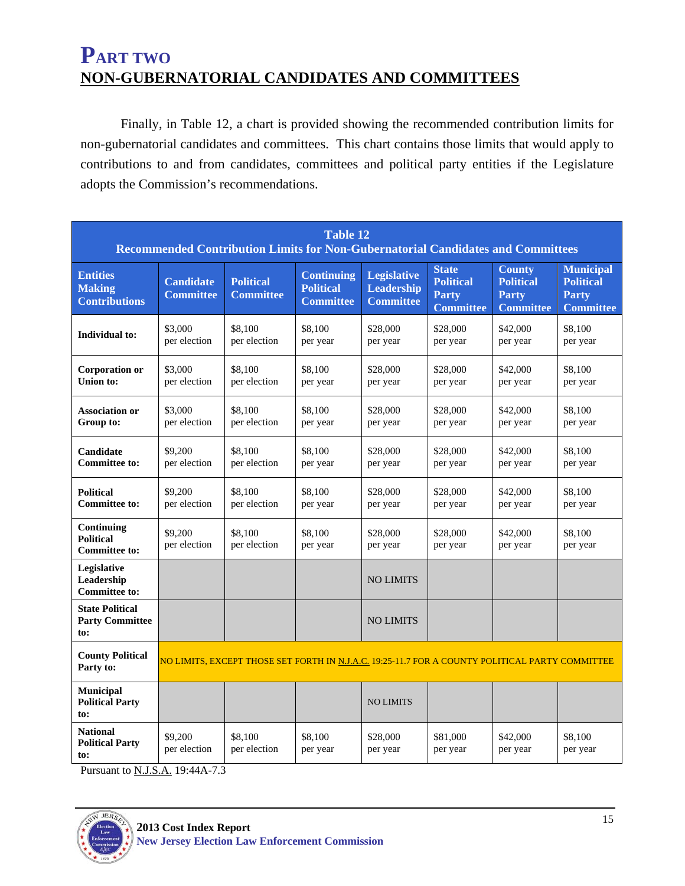# PART TWO

## NON-GUBERNATORIAL CANDIDATES AND COMMITTEES

Finally, in Table 12, a chart is provided showing the recommended contribution limits for non-gubernatorial candidates and committees. This chart contains those limits that would apply to contributions to and from candidates, committees and political party entities if the Legislature adopts the Commission's recommendations.

**Table 12**
**Recommended Contribution Limits for Non-Gubernatorial Candidates and Committees**

| Entities Making Contributions | Candidate Committee | Political Committee | Continuing Political Committee | Legislative Leadership Committee | State Political Party Committee | County Political Party Committee | Municipal Political Party Committee |
|---|---|---|---|---|---|---|---|
| **Individual to:** | $3,000 per election | $8,100 per election | $8,100 per year | $28,000 per year | $28,000 per year | $42,000 per year | $8,100 per year |
| **Corporation or Union to:** | $3,000 per election | $8,100 per election | $8,100 per year | $28,000 per year | $28,000 per year | $42,000 per year | $8,100 per year |
| **Association or Group to:** | $3,000 per election | $8,100 per election | $8,100 per year | $28,000 per year | $28,000 per year | $42,000 per year | $8,100 per year |
| **Candidate Committee to:** | $9,200 per election | $8,100 per election | $8,100 per year | $28,000 per year | $28,000 per year | $42,000 per year | $8,100 per year |
| **Political Committee to:** | $9,200 per election | $8,100 per election | $8,100 per year | $28,000 per year | $28,000 per year | $42,000 per year | $8,100 per year |
| **Continuing Political Committee to:** | $9,200 per election | $8,100 per election | $8,100 per year | $28,000 per year | $28,000 per year | $42,000 per year | $8,100 per year |
| **Legislative Leadership Committee to:** | | | | NO LIMITS | | | |
| **State Political Party Committee to:** | | | | NO LIMITS | | | |
| **County Political Party to:** | NO LIMITS, EXCEPT THOSE SET FORTH IN N.J.A.C. 19:25-11.7 FOR A COUNTY POLITICAL PARTY COMMITTEE | | | | | | |
| **Municipal Political Party to:** | | | | NO LIMITS | | | |
| **National Political Party to:** | $9,200 per election | $8,100 per election | $8,100 per year | $28,000 per year | $81,000 per year | $42,000 per year | $8,100 per year |

Pursuant to N.J.S.A. 19:44A-7.3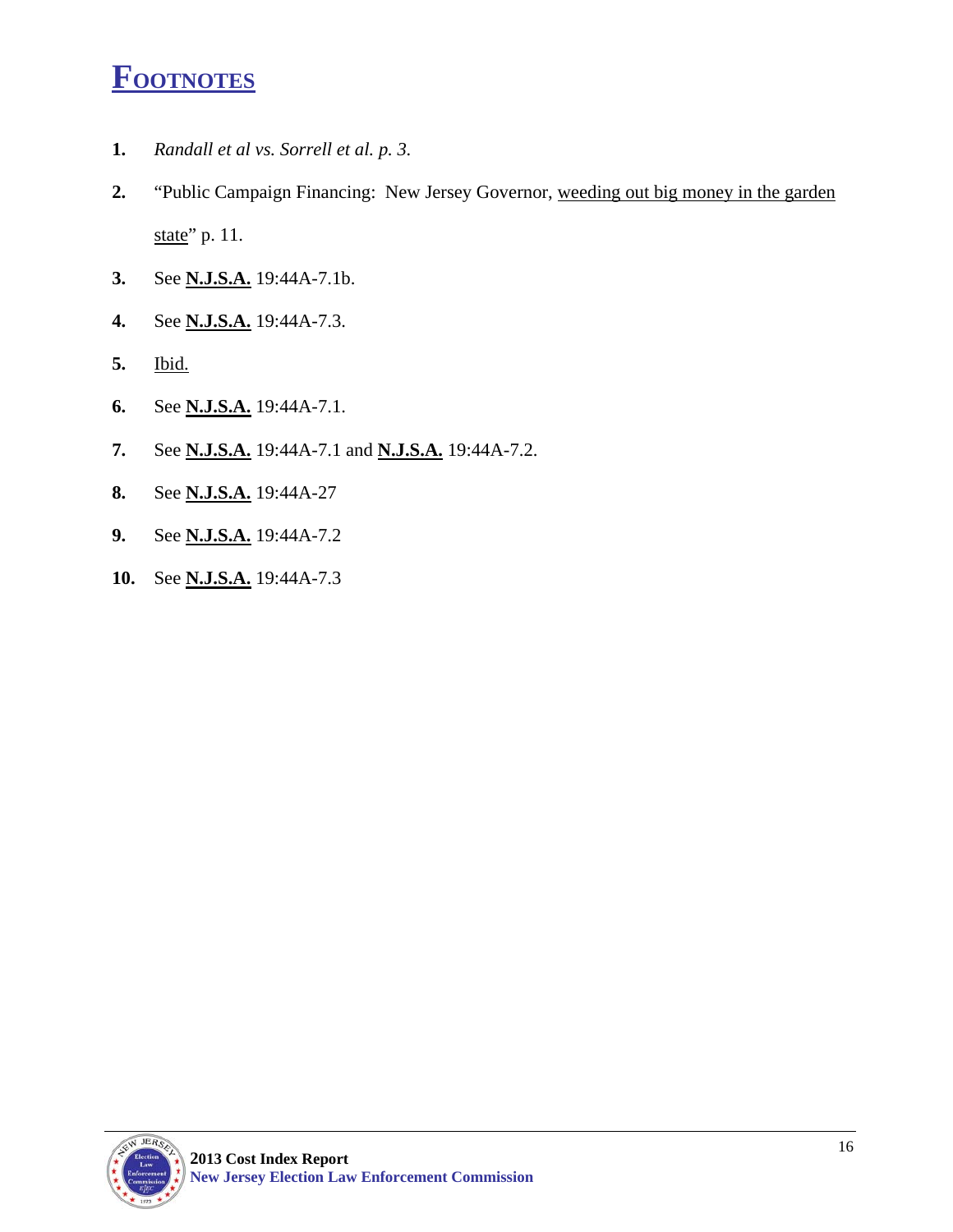# FOOTNOTES

1. *Randall et al vs. Sorrell et al. p. 3.*
2. "Public Campaign Financing: New Jersey Governor, weeding out big money in the garden state" p. 11.
3. See **N.J.S.A.** 19:44A-7.1b.
4. See **N.J.S.A.** 19:44A-7.3.
5. Ibid.
6. See **N.J.S.A.** 19:44A-7.1.
7. See **N.J.S.A.** 19:44A-7.1 and **N.J.S.A.** 19:44A-7.2.
8. See **N.J.S.A.** 19:44A-27
9. See **N.J.S.A.** 19:44A-7.2
10. See **N.J.S.A.** 19:44A-7.3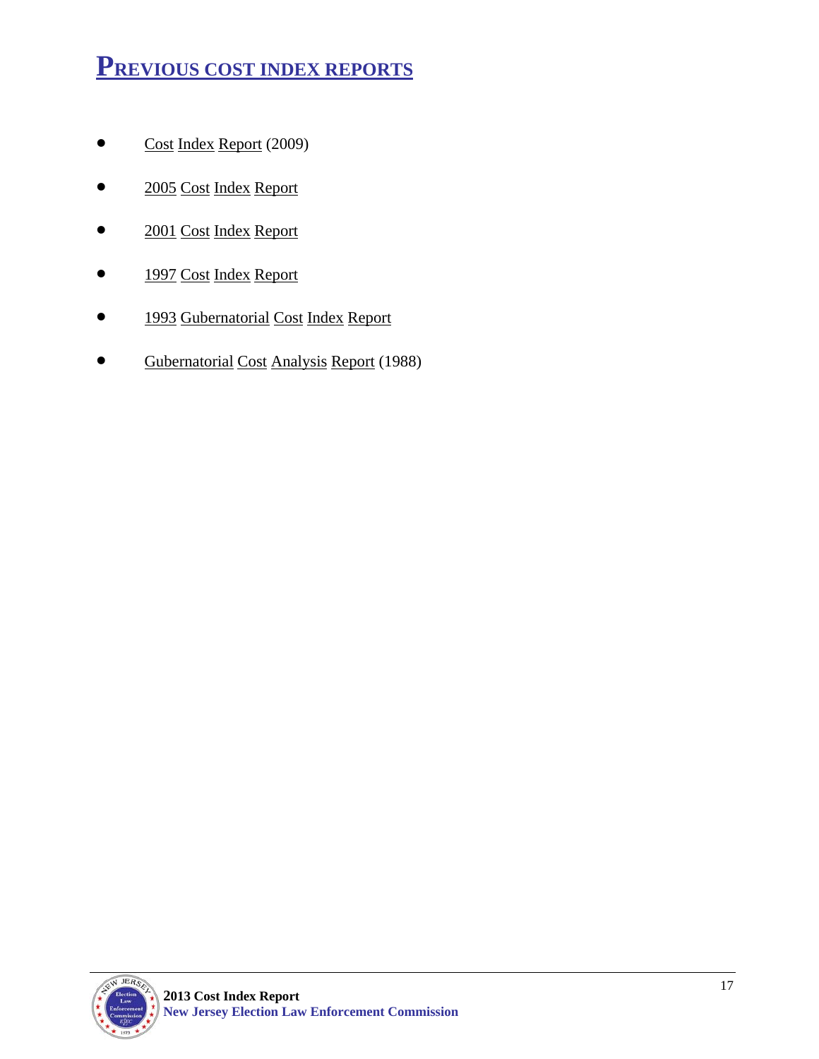# PREVIOUS COST INDEX REPORTS

- Cost Index Report (2009)
- 2005 Cost Index Report
- 2001 Cost Index Report
- 1997 Cost Index Report
- 1993 Gubernatorial Cost Index Report
- Gubernatorial Cost Analysis Report (1988)